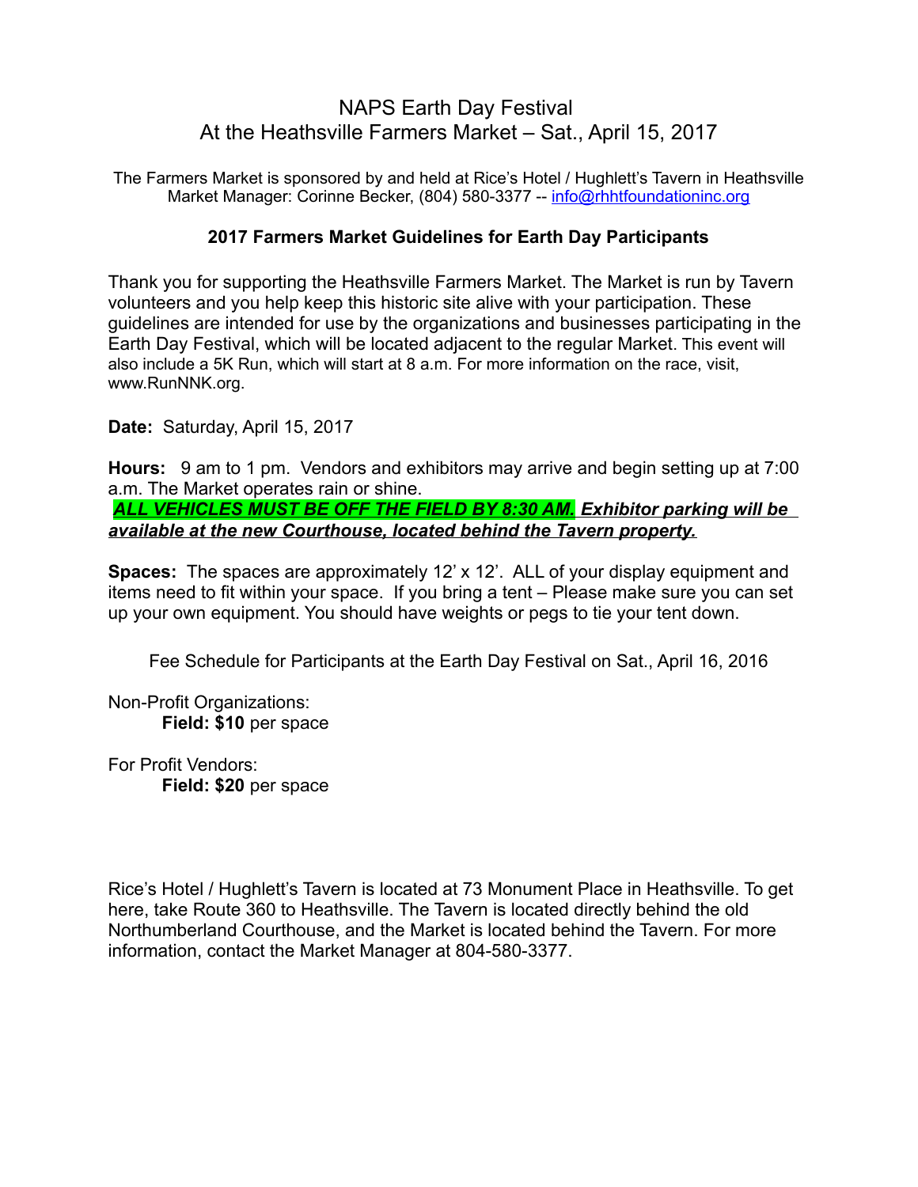# NAPS Earth Day Festival
# At the Heathsville Farmers Market – Sat., April 15, 2017

The Farmers Market is sponsored by and held at Rice's Hotel / Hughlett's Tavern in Heathsville
Market Manager: Corinne Becker, (804) 580-3377 -- info@rhhtfoundationinc.org

## 2017 Farmers Market Guidelines for Earth Day Participants

Thank you for supporting the Heathsville Farmers Market. The Market is run by Tavern volunteers and you help keep this historic site alive with your participation. These guidelines are intended for use by the organizations and businesses participating in the Earth Day Festival, which will be located adjacent to the regular Market. This event will also include a 5K Run, which will start at 8 a.m. For more information on the race, visit, www.RunNNK.org.

**Date:** Saturday, April 15, 2017

**Hours:** 9 am to 1 pm. Vendors and exhibitors may arrive and begin setting up at 7:00 a.m. The Market operates rain or shine.
***ALL VEHICLES MUST BE OFF THE FIELD BY 8:30 AM. Exhibitor parking will be available at the new Courthouse, located behind the Tavern property.***

**Spaces:** The spaces are approximately 12' x 12'. ALL of your display equipment and items need to fit within your space. If you bring a tent – Please make sure you can set up your own equipment. You should have weights or pegs to tie your tent down.

Fee Schedule for Participants at the Earth Day Festival on Sat., April 16, 2016

Non-Profit Organizations:
**Field: $10** per space

For Profit Vendors:
**Field: $20** per space

Rice's Hotel / Hughlett's Tavern is located at 73 Monument Place in Heathsville. To get here, take Route 360 to Heathsville. The Tavern is located directly behind the old Northumberland Courthouse, and the Market is located behind the Tavern. For more information, contact the Market Manager at 804-580-3377.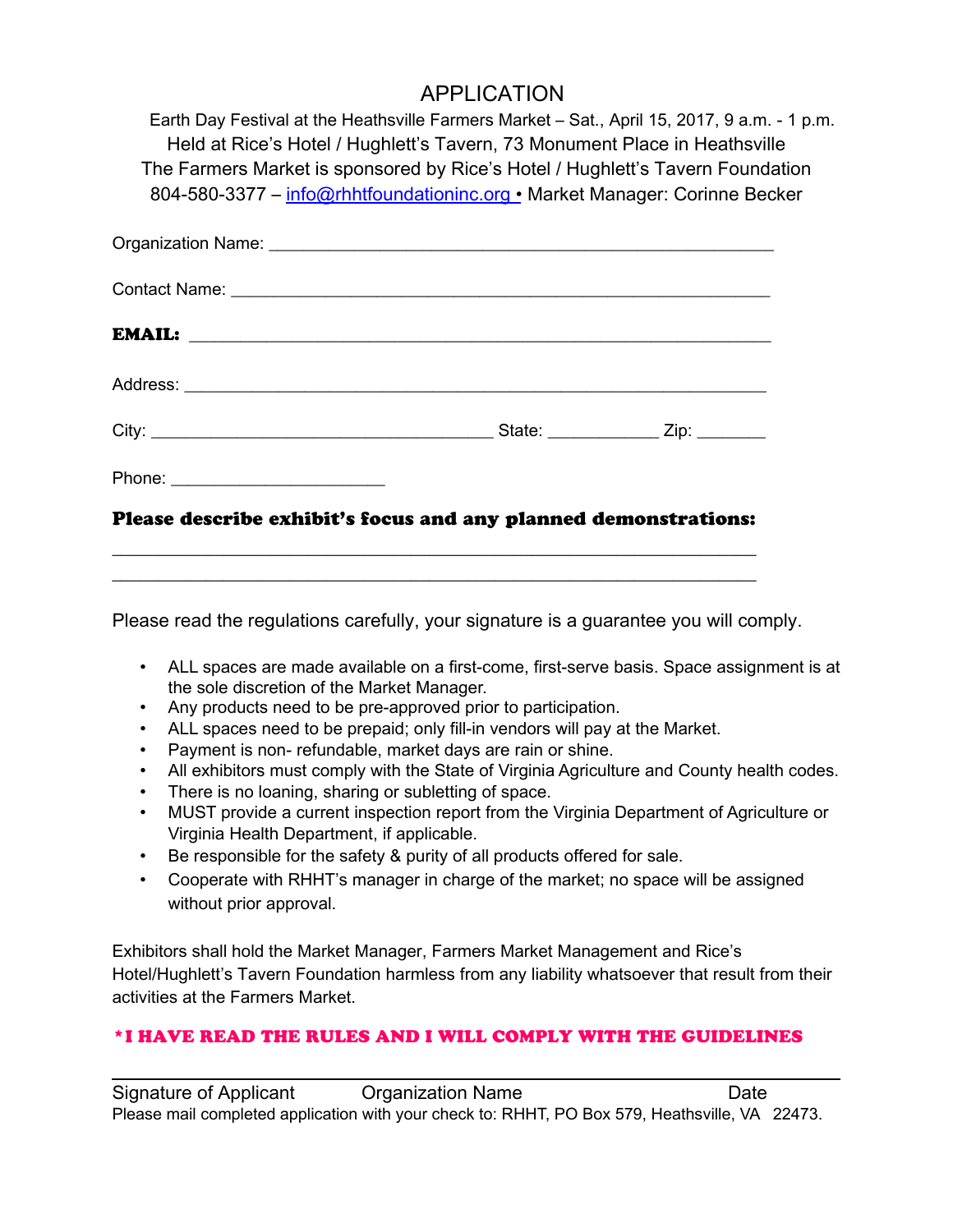# APPLICATION

Earth Day Festival at the Heathsville Farmers Market – Sat., April 15, 2017, 9 a.m. - 1 p.m.
Held at Rice's Hotel / Hughlett's Tavern, 73 Monument Place in Heathsville
The Farmers Market is sponsored by Rice's Hotel / Hughlett's Tavern Foundation
804-580-3377 – info@rhhtfoundationinc.org • Market Manager: Corinne Becker

Organization Name: ______________________________________________________

Contact Name: _________________________________________________________

**EMAIL:** ____________________________________________________________

Address: _____________________________________________________________

City: ____________________________________ State: ____________ Zip: _______

Phone: _______________________

**Please describe exhibit's focus and any planned demonstrations:**

_____________________________________________________________________

_____________________________________________________________________

Please read the regulations carefully, your signature is a guarantee you will comply.

- ALL spaces are made available on a first-come, first-serve basis. Space assignment is at the sole discretion of the Market Manager.
- Any products need to be pre-approved prior to participation.
- ALL spaces need to be prepaid; only fill-in vendors will pay at the Market.
- Payment is non- refundable, market days are rain or shine.
- All exhibitors must comply with the State of Virginia Agriculture and County health codes.
- There is no loaning, sharing or subletting of space.
- MUST provide a current inspection report from the Virginia Department of Agriculture or Virginia Health Department, if applicable.
- Be responsible for the safety & purity of all products offered for sale.
- Cooperate with RHHT's manager in charge of the market; no space will be assigned without prior approval.

Exhibitors shall hold the Market Manager, Farmers Market Management and Rice's Hotel/Hughlett's Tavern Foundation harmless from any liability whatsoever that result from their activities at the Farmers Market.

**\*I HAVE READ THE RULES AND I WILL COMPLY WITH THE GUIDELINES**

_____________________________________________________________________

Signature of Applicant          Organization Name          Date

Please mail completed application with your check to: RHHT, PO Box 579, Heathsville, VA 22473.